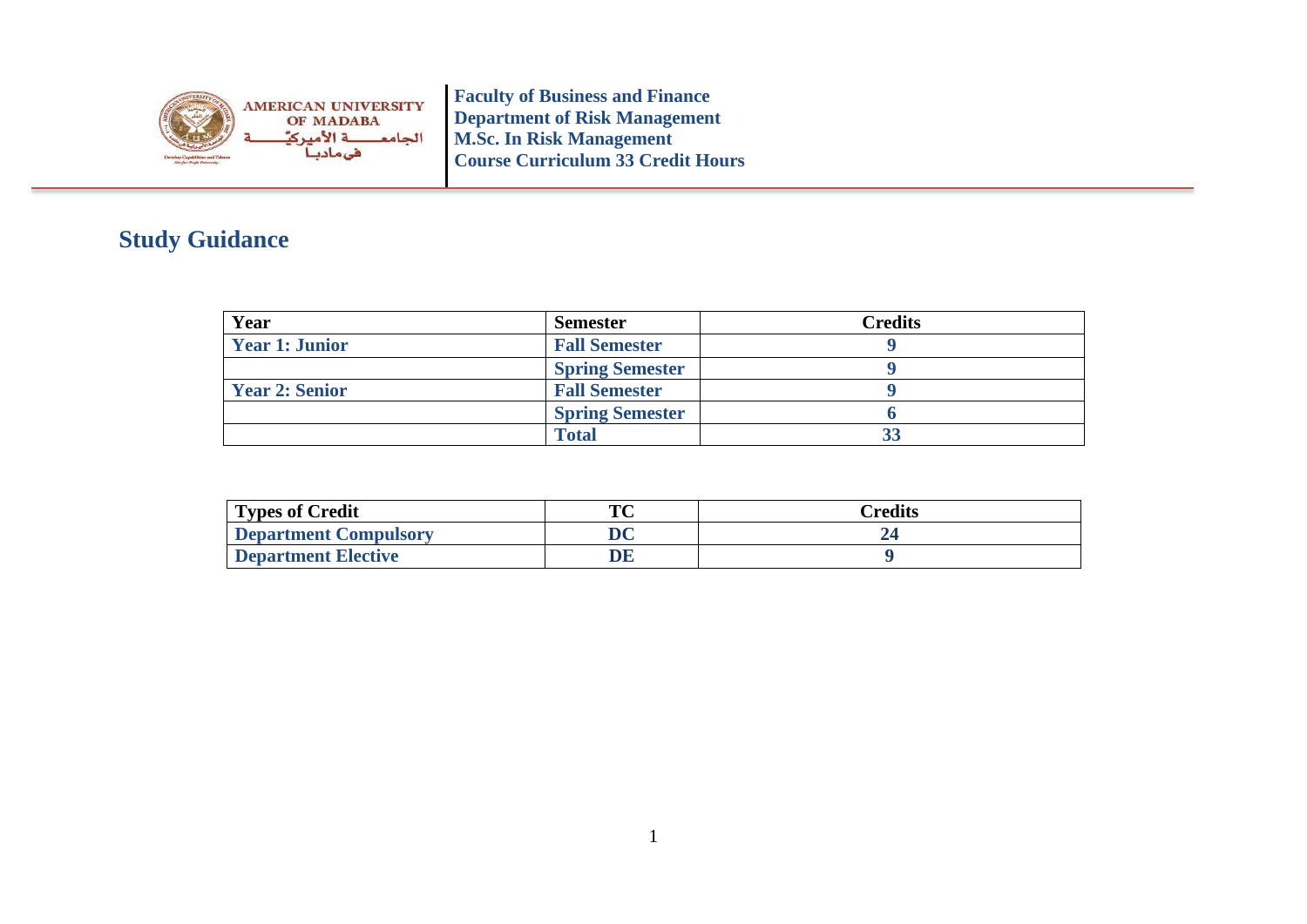AMERICAN UNIVERSITY OF MADABA

الجامعــــة الأميركيّـــة فيمادبا

**Faculty of Business and Finance**
**Department of Risk Management**
**M.Sc. In Risk Management**
**Course Curriculum 33 Credit Hours**

## Study Guidance

| Year | Semester | Credits |
|---|---|---|
| **Year 1: Junior** | **Fall Semester** | **9** |
| | **Spring Semester** | **9** |
| **Year 2: Senior** | **Fall Semester** | **9** |
| | **Spring Semester** | **6** |
| | **Total** | **33** |

| Types of Credit | TC | Credits |
|---|---|---|
| **Department Compulsory** | **DC** | **24** |
| **Department Elective** | **DE** | **9** |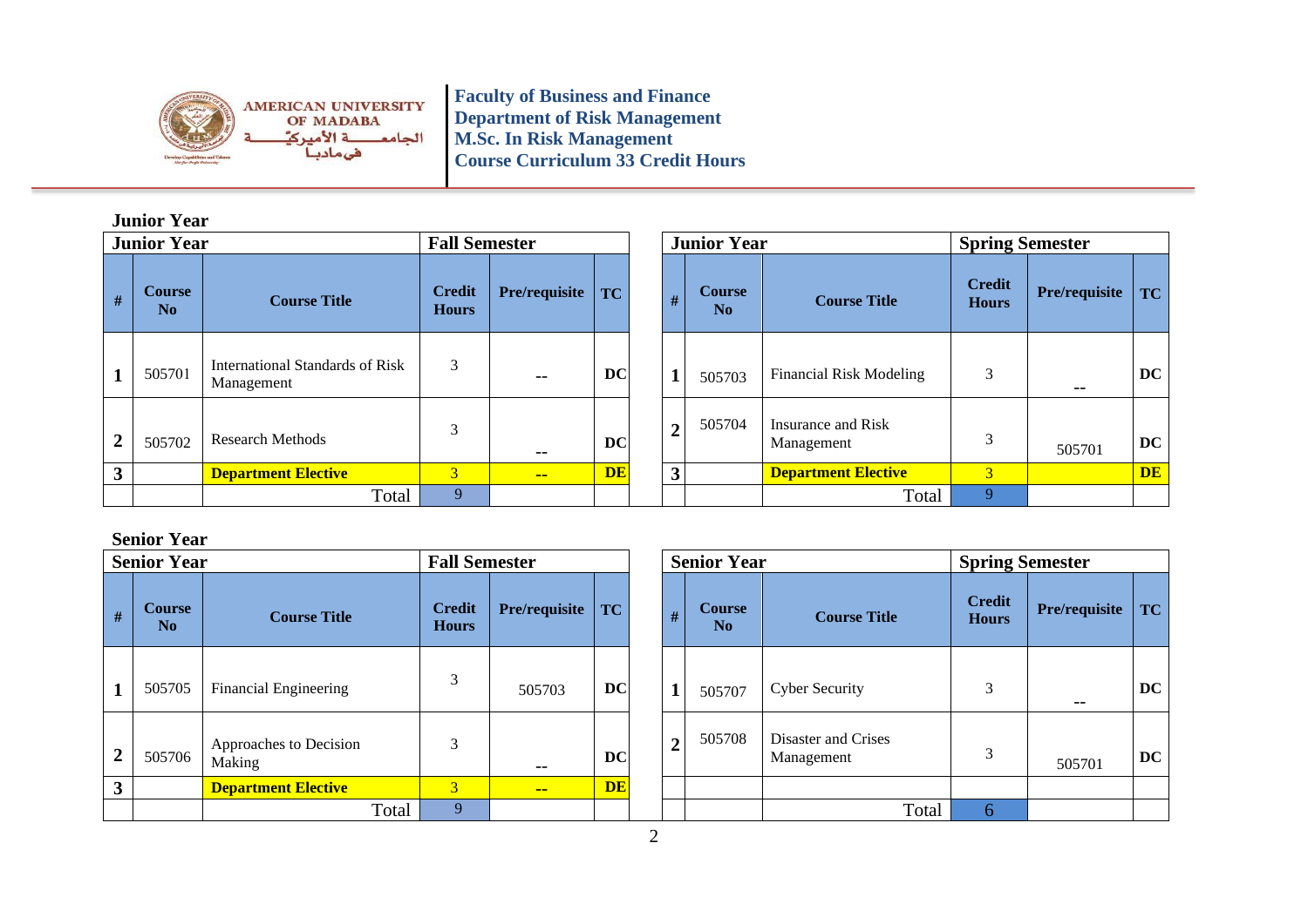AMERICAN UNIVERSITY OF MADABA
الجامعــــة الأميركيّـــــة في مادبــا

**Faculty of Business and Finance**
**Department of Risk Management**
**M.Sc. In Risk Management**
**Course Curriculum 33 Credit Hours**

### Junior Year

| Junior Year | | | Fall Semester | | |
|---|---|---|---|---|---|
| **#** | **Course No** | **Course Title** | **Credit Hours** | **Pre/requisite** | **TC** |
| **1** | 505701 | International Standards of Risk Management | 3 | -- | **DC** |
| **2** | 505702 | Research Methods | 3 | -- | **DC** |
| **3** | | **Department Elective** | 3 | -- | **DE** |
| | | Total | 9 | | |

| Junior Year | | | Spring Semester | | |
|---|---|---|---|---|---|
| **#** | **Course No** | **Course Title** | **Credit Hours** | **Pre/requisite** | **TC** |
| **1** | 505703 | Financial Risk Modeling | 3 | -- | **DC** |
| **2** | 505704 | Insurance and Risk Management | 3 | 505701 | **DC** |
| **3** | | **Department Elective** | 3 | | **DE** |
| | | Total | 9 | | |

### Senior Year

| Senior Year | | | Fall Semester | | |
|---|---|---|---|---|---|
| **#** | **Course No** | **Course Title** | **Credit Hours** | **Pre/requisite** | **TC** |
| **1** | 505705 | Financial Engineering | 3 | 505703 | **DC** |
| **2** | 505706 | Approaches to Decision Making | 3 | -- | **DC** |
| **3** | | **Department Elective** | 3 | -- | **DE** |
| | | Total | 9 | | |

| Senior Year | | | Spring Semester | | |
|---|---|---|---|---|---|
| **#** | **Course No** | **Course Title** | **Credit Hours** | **Pre/requisite** | **TC** |
| **1** | 505707 | Cyber Security | 3 | -- | **DC** |
| **2** | 505708 | Disaster and Crises Management | 3 | 505701 | **DC** |
| | | | | | |
| | | Total | 6 | | |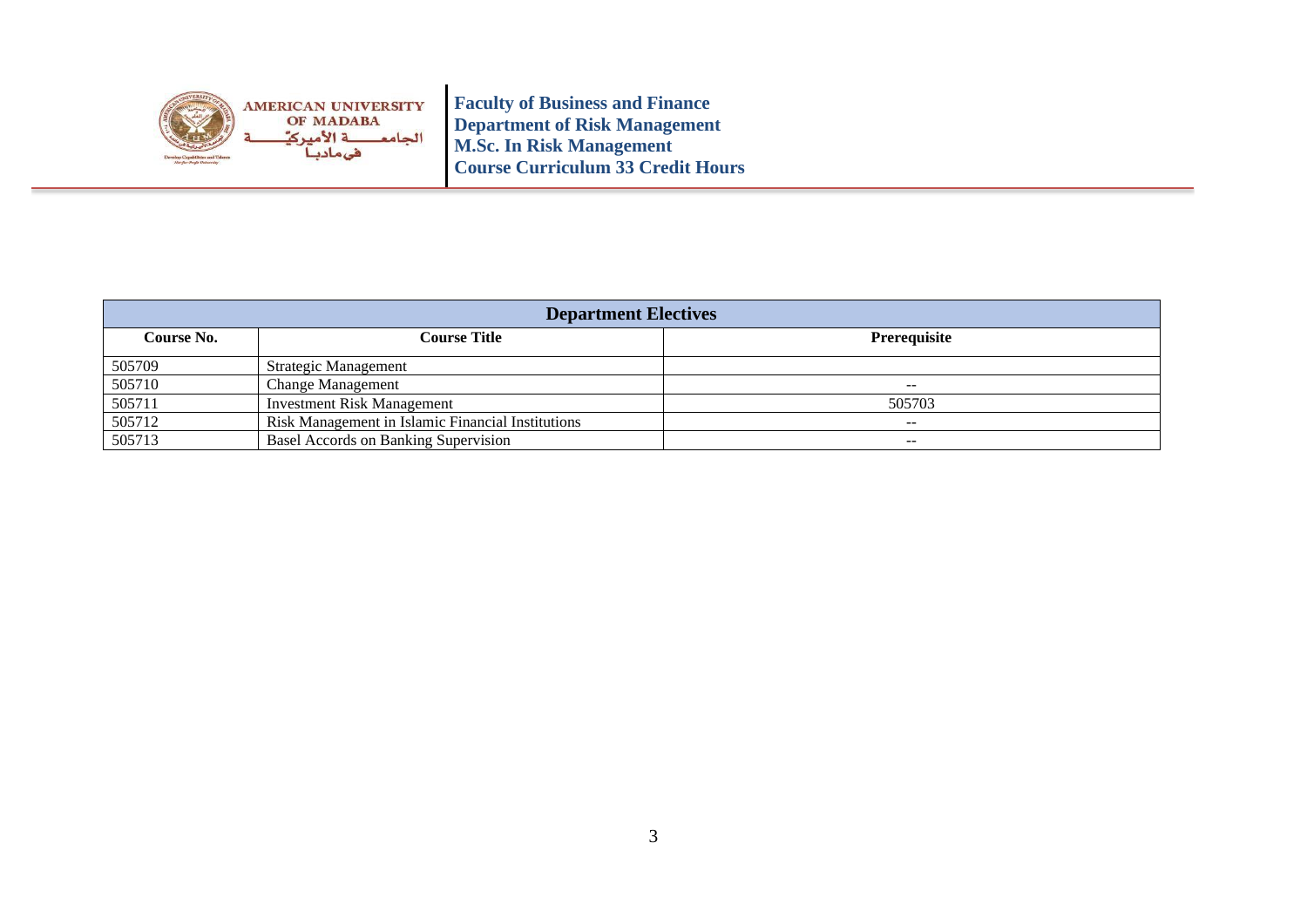| Department Electives | | |
|---|---|---|
| **Course No.** | **Course Title** | **Prerequisite** |
| 505709 | Strategic Management | |
| 505710 | Change Management | -- |
| 505711 | Investment Risk Management | 505703 |
| 505712 | Risk Management in Islamic Financial Institutions | -- |
| 505713 | Basel Accords on Banking Supervision | -- |